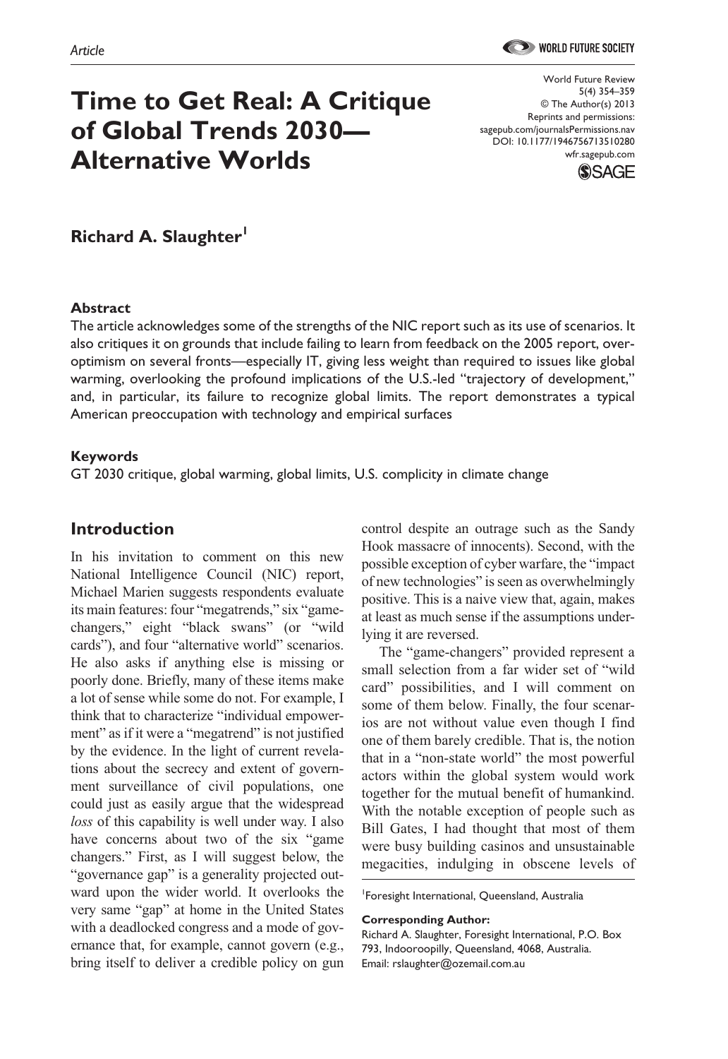Article

# Time to Get Real: A Critique of Global Trends 2030—Alternative Worlds

World Future Review
5(4) 354–359
© The Author(s) 2013
Reprints and permissions:
sagepub.com/journalsPermissions.nav
DOI: 10.1177/1946756713510280
wfr.sagepub.com

**Richard A. Slaughter**[1]

### Abstract

The article acknowledges some of the strengths of the NIC report such as its use of scenarios. It also critiques it on grounds that include failing to learn from feedback on the 2005 report, over-optimism on several fronts—especially IT, giving less weight than required to issues like global warming, overlooking the profound implications of the U.S.-led "trajectory of development," and, in particular, its failure to recognize global limits. The report demonstrates a typical American preoccupation with technology and empirical surfaces

### Keywords

GT 2030 critique, global warming, global limits, U.S. complicity in climate change

## Introduction

In his invitation to comment on this new National Intelligence Council (NIC) report, Michael Marien suggests respondents evaluate its main features: four "megatrends," six "game-changers," eight "black swans" (or "wild cards"), and four "alternative world" scenarios. He also asks if anything else is missing or poorly done. Briefly, many of these items make a lot of sense while some do not. For example, I think that to characterize "individual empowerment" as if it were a "megatrend" is not justified by the evidence. In the light of current revelations about the secrecy and extent of government surveillance of civil populations, one could just as easily argue that the widespread *loss* of this capability is well under way. I also have concerns about two of the six "game changers." First, as I will suggest below, the "governance gap" is a generality projected outward upon the wider world. It overlooks the very same "gap" at home in the United States with a deadlocked congress and a mode of governance that, for example, cannot govern (e.g., bring itself to deliver a credible policy on gun control despite an outrage such as the Sandy Hook massacre of innocents). Second, with the possible exception of cyber warfare, the "impact of new technologies" is seen as overwhelmingly positive. This is a naive view that, again, makes at least as much sense if the assumptions underlying it are reversed.

The "game-changers" provided represent a small selection from a far wider set of "wild card" possibilities, and I will comment on some of them below. Finally, the four scenarios are not without value even though I find one of them barely credible. That is, the notion that in a "non-state world" the most powerful actors within the global system would work together for the mutual benefit of humankind. With the notable exception of people such as Bill Gates, I had thought that most of them were busy building casinos and unsustainable megacities, indulging in obscene levels of

[1]Foresight International, Queensland, Australia

**Corresponding Author:**
Richard A. Slaughter, Foresight International, P.O. Box 793, Indooroopilly, Queensland, 4068, Australia.
Email: rslaughter@ozemail.com.au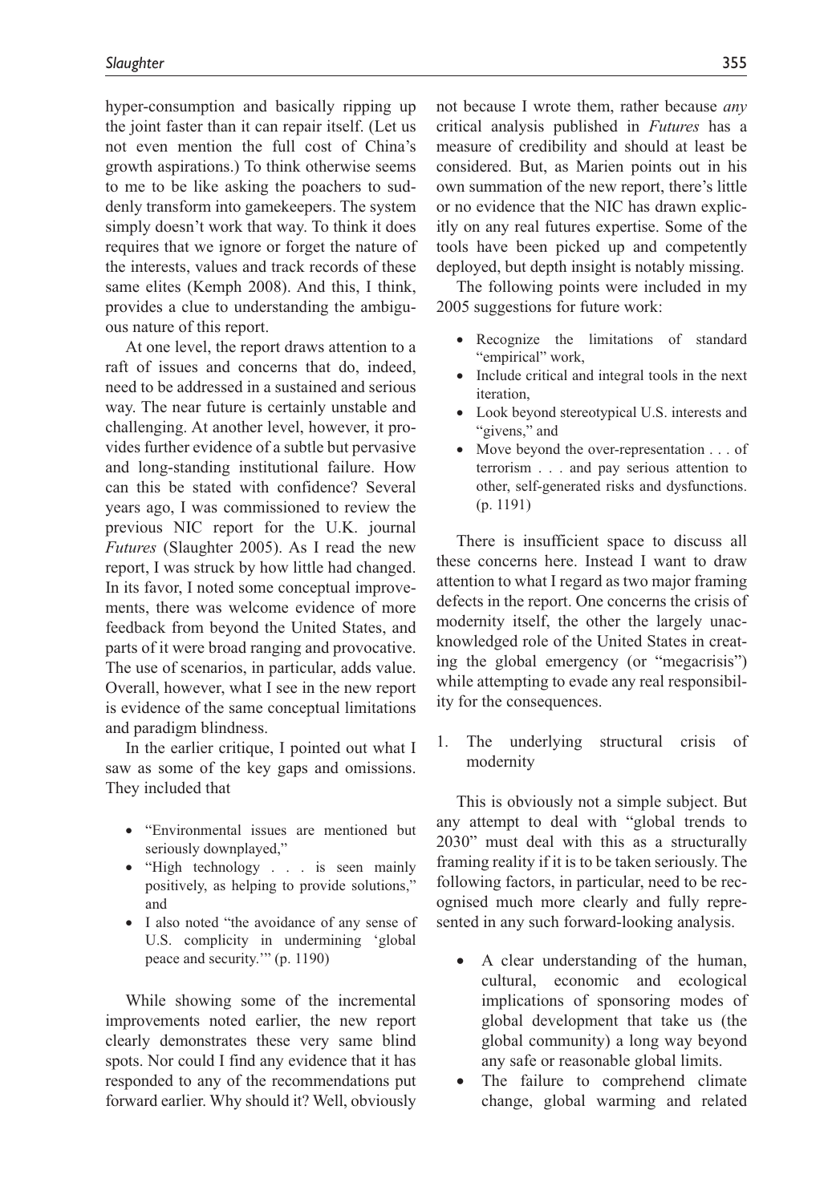hyper-consumption and basically ripping up the joint faster than it can repair itself. (Let us not even mention the full cost of China's growth aspirations.) To think otherwise seems to me to be like asking the poachers to suddenly transform into gamekeepers. The system simply doesn't work that way. To think it does requires that we ignore or forget the nature of the interests, values and track records of these same elites (Kemph 2008). And this, I think, provides a clue to understanding the ambiguous nature of this report.

At one level, the report draws attention to a raft of issues and concerns that do, indeed, need to be addressed in a sustained and serious way. The near future is certainly unstable and challenging. At another level, however, it provides further evidence of a subtle but pervasive and long-standing institutional failure. How can this be stated with confidence? Several years ago, I was commissioned to review the previous NIC report for the U.K. journal *Futures* (Slaughter 2005). As I read the new report, I was struck by how little had changed. In its favor, I noted some conceptual improvements, there was welcome evidence of more feedback from beyond the United States, and parts of it were broad ranging and provocative. The use of scenarios, in particular, adds value. Overall, however, what I see in the new report is evidence of the same conceptual limitations and paradigm blindness.

In the earlier critique, I pointed out what I saw as some of the key gaps and omissions. They included that

- "Environmental issues are mentioned but seriously downplayed,"
- "High technology . . . is seen mainly positively, as helping to provide solutions," and
- I also noted "the avoidance of any sense of U.S. complicity in undermining 'global peace and security.'" (p. 1190)

While showing some of the incremental improvements noted earlier, the new report clearly demonstrates these very same blind spots. Nor could I find any evidence that it has responded to any of the recommendations put forward earlier. Why should it? Well, obviously not because I wrote them, rather because *any* critical analysis published in *Futures* has a measure of credibility and should at least be considered. But, as Marien points out in his own summation of the new report, there's little or no evidence that the NIC has drawn explicitly on any real futures expertise. Some of the tools have been picked up and competently deployed, but depth insight is notably missing.

The following points were included in my 2005 suggestions for future work:

- Recognize the limitations of standard "empirical" work,
- Include critical and integral tools in the next iteration,
- Look beyond stereotypical U.S. interests and "givens," and
- Move beyond the over-representation . . . of terrorism . . . and pay serious attention to other, self-generated risks and dysfunctions. (p. 1191)

There is insufficient space to discuss all these concerns here. Instead I want to draw attention to what I regard as two major framing defects in the report. One concerns the crisis of modernity itself, the other the largely unacknowledged role of the United States in creating the global emergency (or "megacrisis") while attempting to evade any real responsibility for the consequences.

1. The underlying structural crisis of modernity

This is obviously not a simple subject. But any attempt to deal with "global trends to 2030" must deal with this as a structurally framing reality if it is to be taken seriously. The following factors, in particular, need to be recognised much more clearly and fully represented in any such forward-looking analysis.

- A clear understanding of the human, cultural, economic and ecological implications of sponsoring modes of global development that take us (the global community) a long way beyond any safe or reasonable global limits.
- The failure to comprehend climate change, global warming and related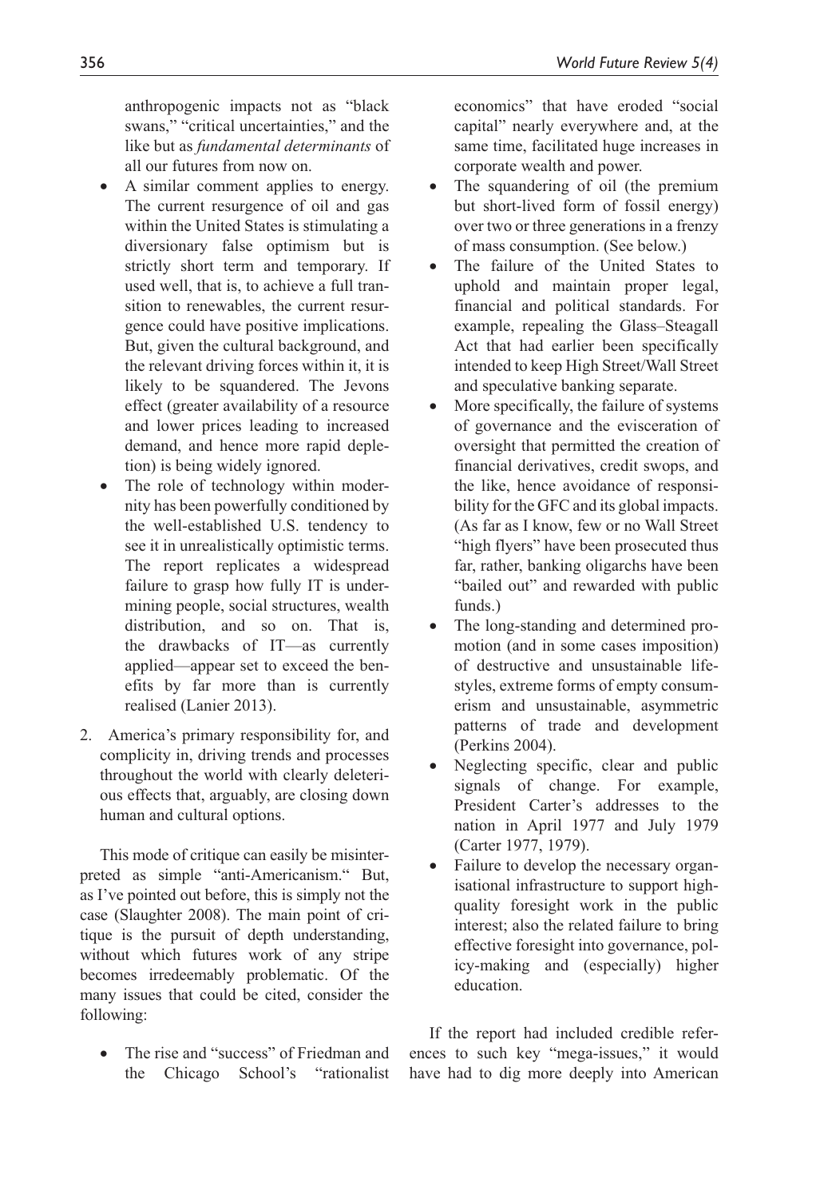anthropogenic impacts not as "black swans," "critical uncertainties," and the like but as *fundamental determinants* of all our futures from now on.

- A similar comment applies to energy. The current resurgence of oil and gas within the United States is stimulating a diversionary false optimism but is strictly short term and temporary. If used well, that is, to achieve a full transition to renewables, the current resurgence could have positive implications. But, given the cultural background, and the relevant driving forces within it, it is likely to be squandered. The Jevons effect (greater availability of a resource and lower prices leading to increased demand, and hence more rapid depletion) is being widely ignored.
- The role of technology within modernity has been powerfully conditioned by the well-established U.S. tendency to see it in unrealistically optimistic terms. The report replicates a widespread failure to grasp how fully IT is undermining people, social structures, wealth distribution, and so on. That is, the drawbacks of IT—as currently applied—appear set to exceed the benefits by far more than is currently realised (Lanier 2013).

2. America's primary responsibility for, and complicity in, driving trends and processes throughout the world with clearly deleterious effects that, arguably, are closing down human and cultural options.

This mode of critique can easily be misinterpreted as simple "anti-Americanism." But, as I've pointed out before, this is simply not the case (Slaughter 2008). The main point of critique is the pursuit of depth understanding, without which futures work of any stripe becomes irredeemably problematic. Of the many issues that could be cited, consider the following:

- The rise and "success" of Friedman and the Chicago School's "rationalist economics" that have eroded "social capital" nearly everywhere and, at the same time, facilitated huge increases in corporate wealth and power.
- The squandering of oil (the premium but short-lived form of fossil energy) over two or three generations in a frenzy of mass consumption. (See below.)
- The failure of the United States to uphold and maintain proper legal, financial and political standards. For example, repealing the Glass–Steagall Act that had earlier been specifically intended to keep High Street/Wall Street and speculative banking separate.
- More specifically, the failure of systems of governance and the evisceration of oversight that permitted the creation of financial derivatives, credit swops, and the like, hence avoidance of responsibility for the GFC and its global impacts. (As far as I know, few or no Wall Street "high flyers" have been prosecuted thus far, rather, banking oligarchs have been "bailed out" and rewarded with public funds.)
- The long-standing and determined promotion (and in some cases imposition) of destructive and unsustainable lifestyles, extreme forms of empty consumerism and unsustainable, asymmetric patterns of trade and development (Perkins 2004).
- Neglecting specific, clear and public signals of change. For example, President Carter's addresses to the nation in April 1977 and July 1979 (Carter 1977, 1979).
- Failure to develop the necessary organisational infrastructure to support high-quality foresight work in the public interest; also the related failure to bring effective foresight into governance, policy-making and (especially) higher education.

If the report had included credible references to such key "mega-issues," it would have had to dig more deeply into American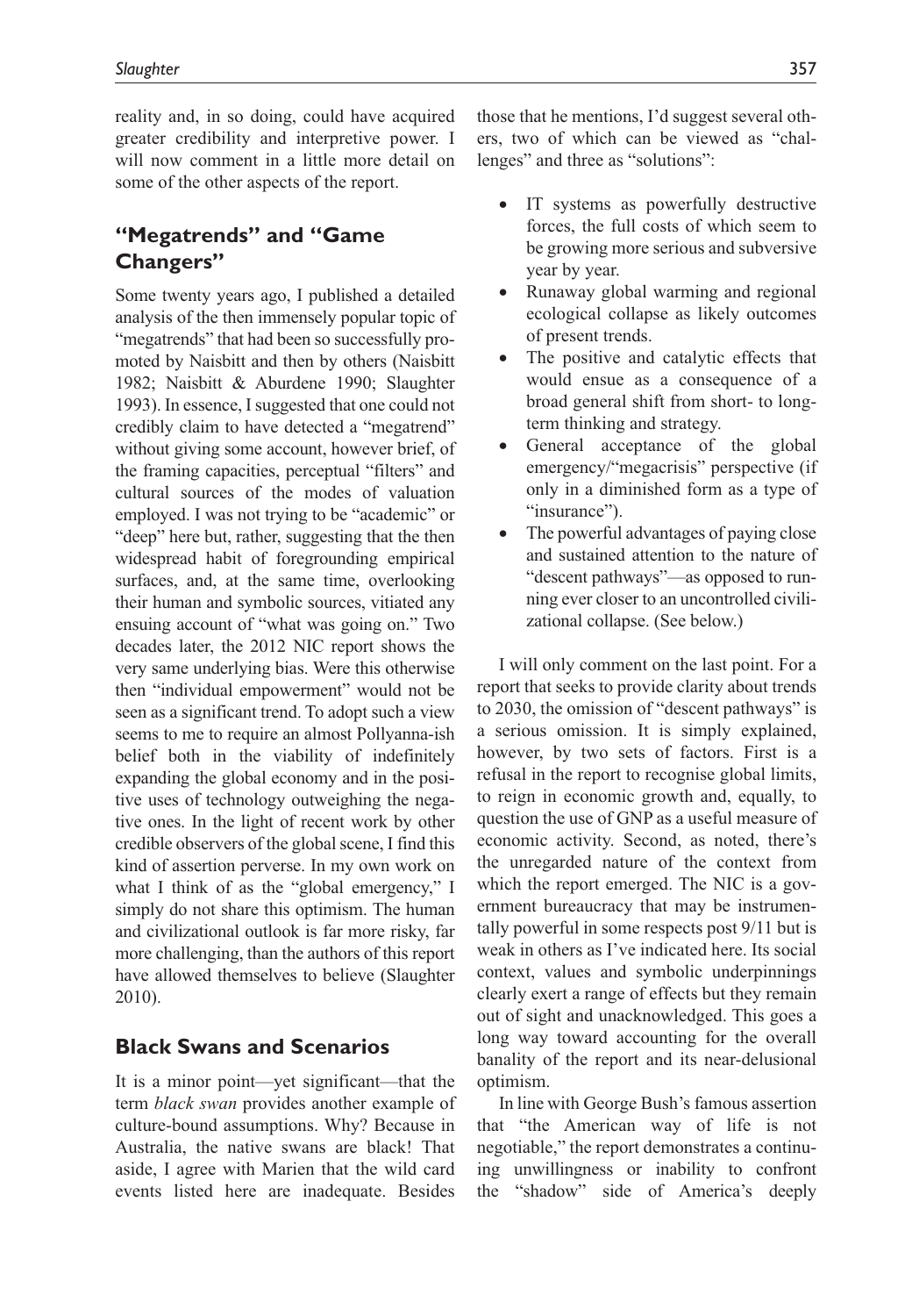reality and, in so doing, could have acquired greater credibility and interpretive power. I will now comment in a little more detail on some of the other aspects of the report.

## "Megatrends" and "Game Changers"

Some twenty years ago, I published a detailed analysis of the then immensely popular topic of "megatrends" that had been so successfully promoted by Naisbitt and then by others (Naisbitt 1982; Naisbitt & Aburdene 1990; Slaughter 1993). In essence, I suggested that one could not credibly claim to have detected a "megatrend" without giving some account, however brief, of the framing capacities, perceptual "filters" and cultural sources of the modes of valuation employed. I was not trying to be "academic" or "deep" here but, rather, suggesting that the then widespread habit of foregrounding empirical surfaces, and, at the same time, overlooking their human and symbolic sources, vitiated any ensuing account of "what was going on." Two decades later, the 2012 NIC report shows the very same underlying bias. Were this otherwise then "individual empowerment" would not be seen as a significant trend. To adopt such a view seems to me to require an almost Pollyanna-ish belief both in the viability of indefinitely expanding the global economy and in the positive uses of technology outweighing the negative ones. In the light of recent work by other credible observers of the global scene, I find this kind of assertion perverse. In my own work on what I think of as the "global emergency," I simply do not share this optimism. The human and civilizational outlook is far more risky, far more challenging, than the authors of this report have allowed themselves to believe (Slaughter 2010).

## Black Swans and Scenarios

It is a minor point—yet significant—that the term *black swan* provides another example of culture-bound assumptions. Why? Because in Australia, the native swans are black! That aside, I agree with Marien that the wild card events listed here are inadequate. Besides those that he mentions, I'd suggest several others, two of which can be viewed as "challenges" and three as "solutions":

- IT systems as powerfully destructive forces, the full costs of which seem to be growing more serious and subversive year by year.
- Runaway global warming and regional ecological collapse as likely outcomes of present trends.
- The positive and catalytic effects that would ensue as a consequence of a broad general shift from short- to long-term thinking and strategy.
- General acceptance of the global emergency/"megacrisis" perspective (if only in a diminished form as a type of "insurance").
- The powerful advantages of paying close and sustained attention to the nature of "descent pathways"—as opposed to running ever closer to an uncontrolled civilizational collapse. (See below.)

I will only comment on the last point. For a report that seeks to provide clarity about trends to 2030, the omission of "descent pathways" is a serious omission. It is simply explained, however, by two sets of factors. First is a refusal in the report to recognise global limits, to reign in economic growth and, equally, to question the use of GNP as a useful measure of economic activity. Second, as noted, there's the unregarded nature of the context from which the report emerged. The NIC is a government bureaucracy that may be instrumentally powerful in some respects post 9/11 but is weak in others as I've indicated here. Its social context, values and symbolic underpinnings clearly exert a range of effects but they remain out of sight and unacknowledged. This goes a long way toward accounting for the overall banality of the report and its near-delusional optimism.

In line with George Bush's famous assertion that "the American way of life is not negotiable," the report demonstrates a continuing unwillingness or inability to confront the "shadow" side of America's deeply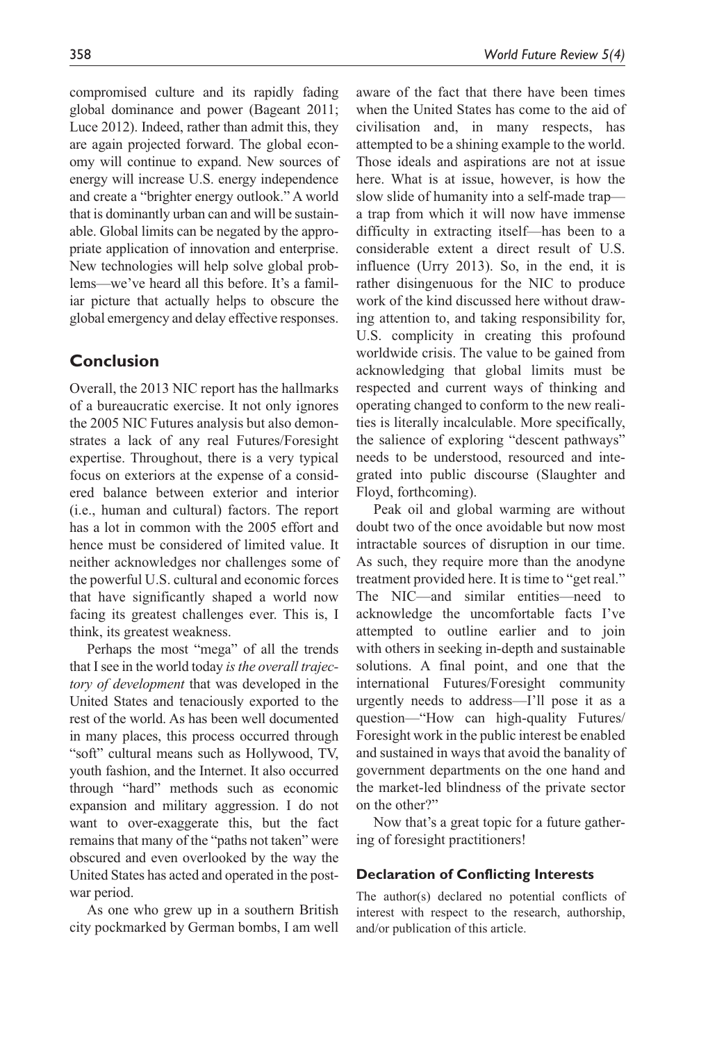compromised culture and its rapidly fading global dominance and power (Bageant 2011; Luce 2012). Indeed, rather than admit this, they are again projected forward. The global economy will continue to expand. New sources of energy will increase U.S. energy independence and create a "brighter energy outlook." A world that is dominantly urban can and will be sustainable. Global limits can be negated by the appropriate application of innovation and enterprise. New technologies will help solve global problems—we've heard all this before. It's a familiar picture that actually helps to obscure the global emergency and delay effective responses.

## Conclusion

Overall, the 2013 NIC report has the hallmarks of a bureaucratic exercise. It not only ignores the 2005 NIC Futures analysis but also demonstrates a lack of any real Futures/Foresight expertise. Throughout, there is a very typical focus on exteriors at the expense of a considered balance between exterior and interior (i.e., human and cultural) factors. The report has a lot in common with the 2005 effort and hence must be considered of limited value. It neither acknowledges nor challenges some of the powerful U.S. cultural and economic forces that have significantly shaped a world now facing its greatest challenges ever. This is, I think, its greatest weakness.

Perhaps the most "mega" of all the trends that I see in the world today *is the overall trajectory of development* that was developed in the United States and tenaciously exported to the rest of the world. As has been well documented in many places, this process occurred through "soft" cultural means such as Hollywood, TV, youth fashion, and the Internet. It also occurred through "hard" methods such as economic expansion and military aggression. I do not want to over-exaggerate this, but the fact remains that many of the "paths not taken" were obscured and even overlooked by the way the United States has acted and operated in the postwar period.

As one who grew up in a southern British city pockmarked by German bombs, I am well aware of the fact that there have been times when the United States has come to the aid of civilisation and, in many respects, has attempted to be a shining example to the world. Those ideals and aspirations are not at issue here. What is at issue, however, is how the slow slide of humanity into a self-made trap—a trap from which it will now have immense difficulty in extracting itself—has been to a considerable extent a direct result of U.S. influence (Urry 2013). So, in the end, it is rather disingenuous for the NIC to produce work of the kind discussed here without drawing attention to, and taking responsibility for, U.S. complicity in creating this profound worldwide crisis. The value to be gained from acknowledging that global limits must be respected and current ways of thinking and operating changed to conform to the new realities is literally incalculable. More specifically, the salience of exploring "descent pathways" needs to be understood, resourced and integrated into public discourse (Slaughter and Floyd, forthcoming).

Peak oil and global warming are without doubt two of the once avoidable but now most intractable sources of disruption in our time. As such, they require more than the anodyne treatment provided here. It is time to "get real." The NIC—and similar entities—need to acknowledge the uncomfortable facts I've attempted to outline earlier and to join with others in seeking in-depth and sustainable solutions. A final point, and one that the international Futures/Foresight community urgently needs to address—I'll pose it as a question—"How can high-quality Futures/Foresight work in the public interest be enabled and sustained in ways that avoid the banality of government departments on the one hand and the market-led blindness of the private sector on the other?"

Now that's a great topic for a future gathering of foresight practitioners!

#### Declaration of Conflicting Interests

The author(s) declared no potential conflicts of interest with respect to the research, authorship, and/or publication of this article.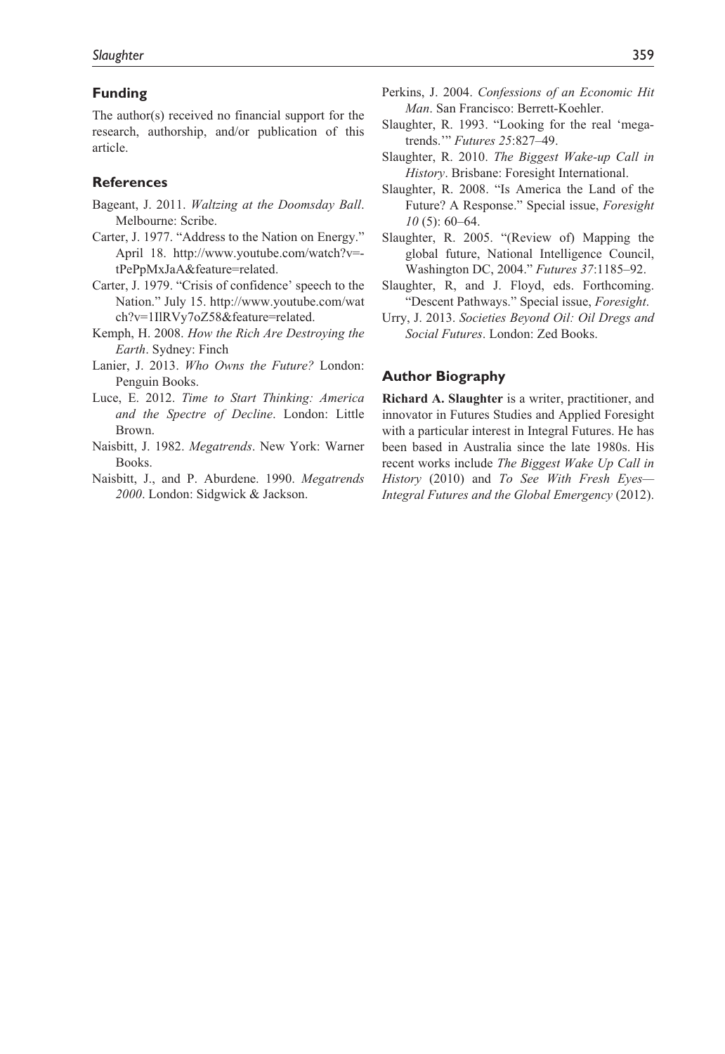## Funding

The author(s) received no financial support for the research, authorship, and/or publication of this article.

## References

Bageant, J. 2011. *Waltzing at the Doomsday Ball*. Melbourne: Scribe.

Carter, J. 1977. "Address to the Nation on Energy." April 18. http://www.youtube.com/watch?v=-tPePpMxJaA&feature=related.

Carter, J. 1979. "Crisis of confidence' speech to the Nation." July 15. http://www.youtube.com/watch?v=1IlRVy7oZ58&feature=related.

Kemph, H. 2008. *How the Rich Are Destroying the Earth*. Sydney: Finch

Lanier, J. 2013. *Who Owns the Future?* London: Penguin Books.

Luce, E. 2012. *Time to Start Thinking: America and the Spectre of Decline*. London: Little Brown.

Naisbitt, J. 1982. *Megatrends*. New York: Warner Books.

Naisbitt, J., and P. Aburdene. 1990. *Megatrends 2000*. London: Sidgwick & Jackson.

Perkins, J. 2004. *Confessions of an Economic Hit Man*. San Francisco: Berrett-Koehler.

Slaughter, R. 1993. "Looking for the real 'megatrends.'" *Futures 25*:827–49.

Slaughter, R. 2010. *The Biggest Wake-up Call in History*. Brisbane: Foresight International.

Slaughter, R. 2008. "Is America the Land of the Future? A Response." Special issue, *Foresight 10* (5): 60–64.

Slaughter, R. 2005. "(Review of) Mapping the global future, National Intelligence Council, Washington DC, 2004." *Futures 37*:1185–92.

Slaughter, R, and J. Floyd, eds. Forthcoming. "Descent Pathways." Special issue, *Foresight*.

Urry, J. 2013. *Societies Beyond Oil: Oil Dregs and Social Futures*. London: Zed Books.

## Author Biography

**Richard A. Slaughter** is a writer, practitioner, and innovator in Futures Studies and Applied Foresight with a particular interest in Integral Futures. He has been based in Australia since the late 1980s. His recent works include *The Biggest Wake Up Call in History* (2010) and *To See With Fresh Eyes—Integral Futures and the Global Emergency* (2012).